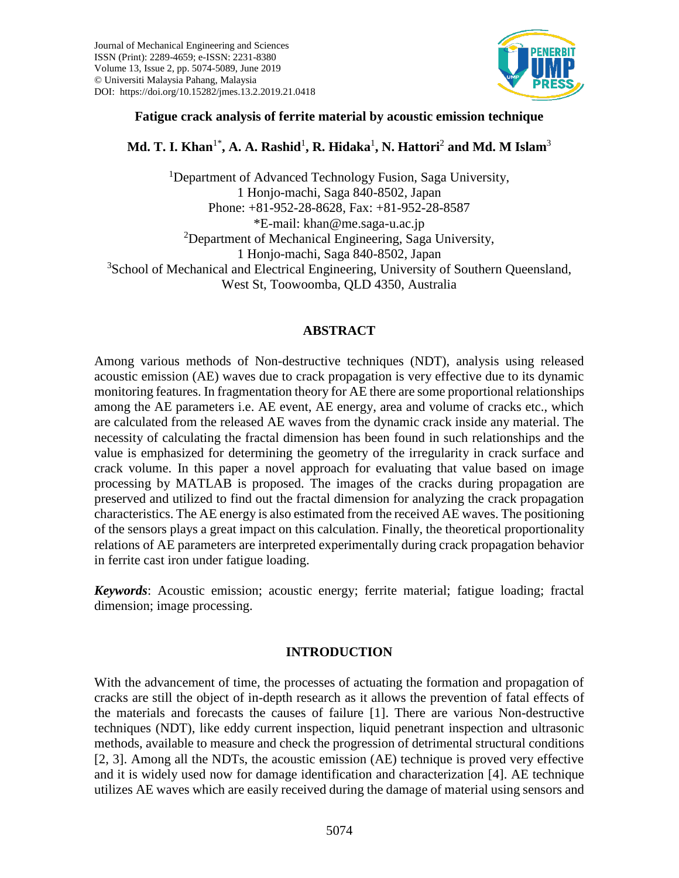# Fatigue crack analysis of ferrite material by acoustic emission technique

**Md. T. I. Khan[1*], A. A. Rashid[1], R. Hidaka[1], N. Hattori[2] and Md. M Islam[3]**

[1]Department of Advanced Technology Fusion, Saga University,
1 Honjo-machi, Saga 840-8502, Japan
Phone: +81-952-28-8628, Fax: +81-952-28-8587
*E-mail: khan@me.saga-u.ac.jp
[2]Department of Mechanical Engineering, Saga University,
1 Honjo-machi, Saga 840-8502, Japan
[3]School of Mechanical and Electrical Engineering, University of Southern Queensland,
West St, Toowoomba, QLD 4350, Australia

## ABSTRACT

Among various methods of Non-destructive techniques (NDT), analysis using released acoustic emission (AE) waves due to crack propagation is very effective due to its dynamic monitoring features. In fragmentation theory for AE there are some proportional relationships among the AE parameters i.e. AE event, AE energy, area and volume of cracks etc., which are calculated from the released AE waves from the dynamic crack inside any material. The necessity of calculating the fractal dimension has been found in such relationships and the value is emphasized for determining the geometry of the irregularity in crack surface and crack volume. In this paper a novel approach for evaluating that value based on image processing by MATLAB is proposed. The images of the cracks during propagation are preserved and utilized to find out the fractal dimension for analyzing the crack propagation characteristics. The AE energy is also estimated from the received AE waves. The positioning of the sensors plays a great impact on this calculation. Finally, the theoretical proportionality relations of AE parameters are interpreted experimentally during crack propagation behavior in ferrite cast iron under fatigue loading.

***Keywords***: Acoustic emission; acoustic energy; ferrite material; fatigue loading; fractal dimension; image processing.

## INTRODUCTION

With the advancement of time, the processes of actuating the formation and propagation of cracks are still the object of in-depth research as it allows the prevention of fatal effects of the materials and forecasts the causes of failure [1]. There are various Non-destructive techniques (NDT), like eddy current inspection, liquid penetrant inspection and ultrasonic methods, available to measure and check the progression of detrimental structural conditions [2, 3]. Among all the NDTs, the acoustic emission (AE) technique is proved very effective and it is widely used now for damage identification and characterization [4]. AE technique utilizes AE waves which are easily received during the damage of material using sensors and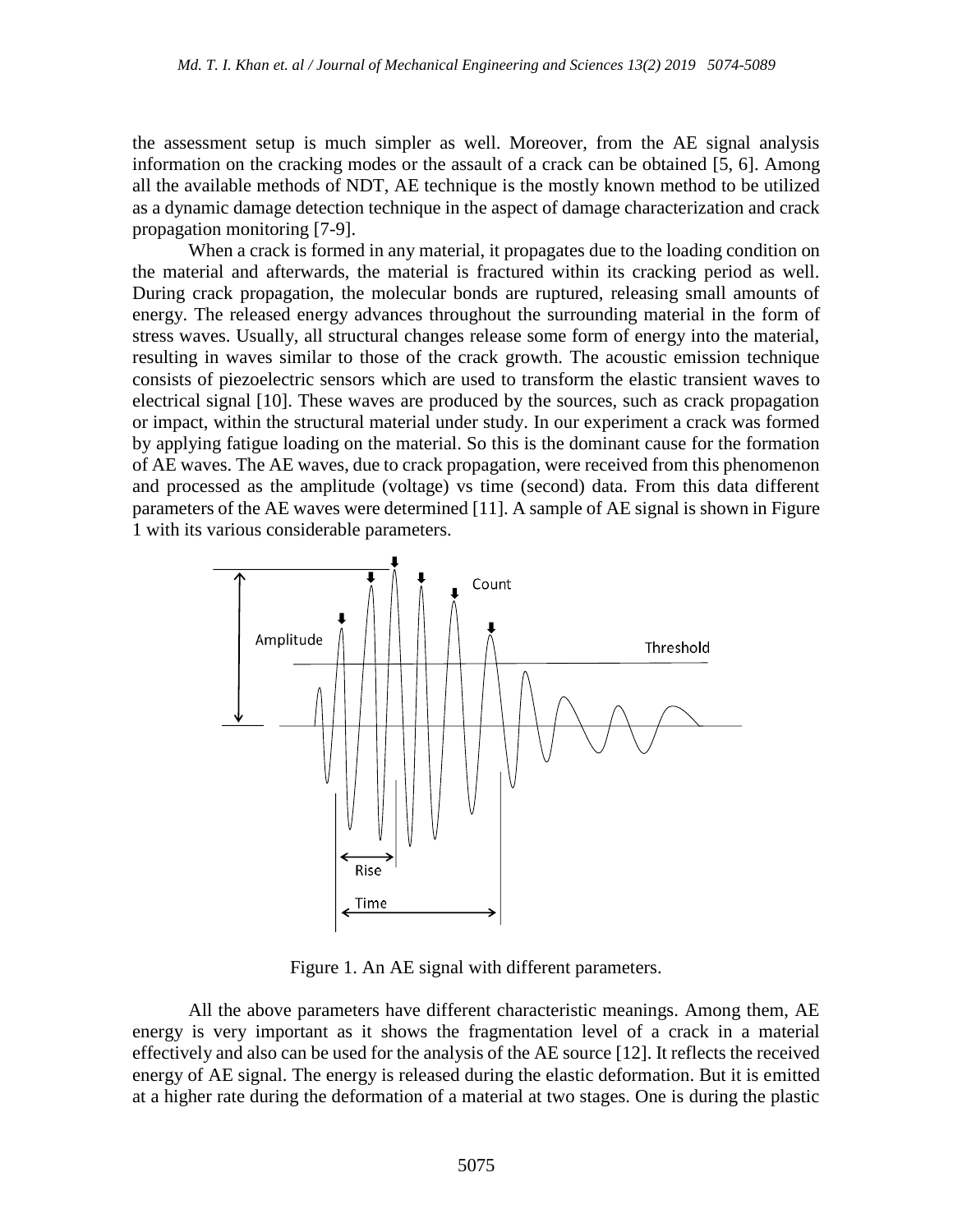the assessment setup is much simpler as well. Moreover, from the AE signal analysis information on the cracking modes or the assault of a crack can be obtained [5, 6]. Among all the available methods of NDT, AE technique is the mostly known method to be utilized as a dynamic damage detection technique in the aspect of damage characterization and crack propagation monitoring [7-9].

When a crack is formed in any material, it propagates due to the loading condition on the material and afterwards, the material is fractured within its cracking period as well. During crack propagation, the molecular bonds are ruptured, releasing small amounts of energy. The released energy advances throughout the surrounding material in the form of stress waves. Usually, all structural changes release some form of energy into the material, resulting in waves similar to those of the crack growth. The acoustic emission technique consists of piezoelectric sensors which are used to transform the elastic transient waves to electrical signal [10]. These waves are produced by the sources, such as crack propagation or impact, within the structural material under study. In our experiment a crack was formed by applying fatigue loading on the material. So this is the dominant cause for the formation of AE waves. The AE waves, due to crack propagation, were received from this phenomenon and processed as the amplitude (voltage) vs time (second) data. From this data different parameters of the AE waves were determined [11]. A sample of AE signal is shown in Figure 1 with its various considerable parameters.

Figure 1. An AE signal with different parameters.

All the above parameters have different characteristic meanings. Among them, AE energy is very important as it shows the fragmentation level of a crack in a material effectively and also can be used for the analysis of the AE source [12]. It reflects the received energy of AE signal. The energy is released during the elastic deformation. But it is emitted at a higher rate during the deformation of a material at two stages. One is during the plastic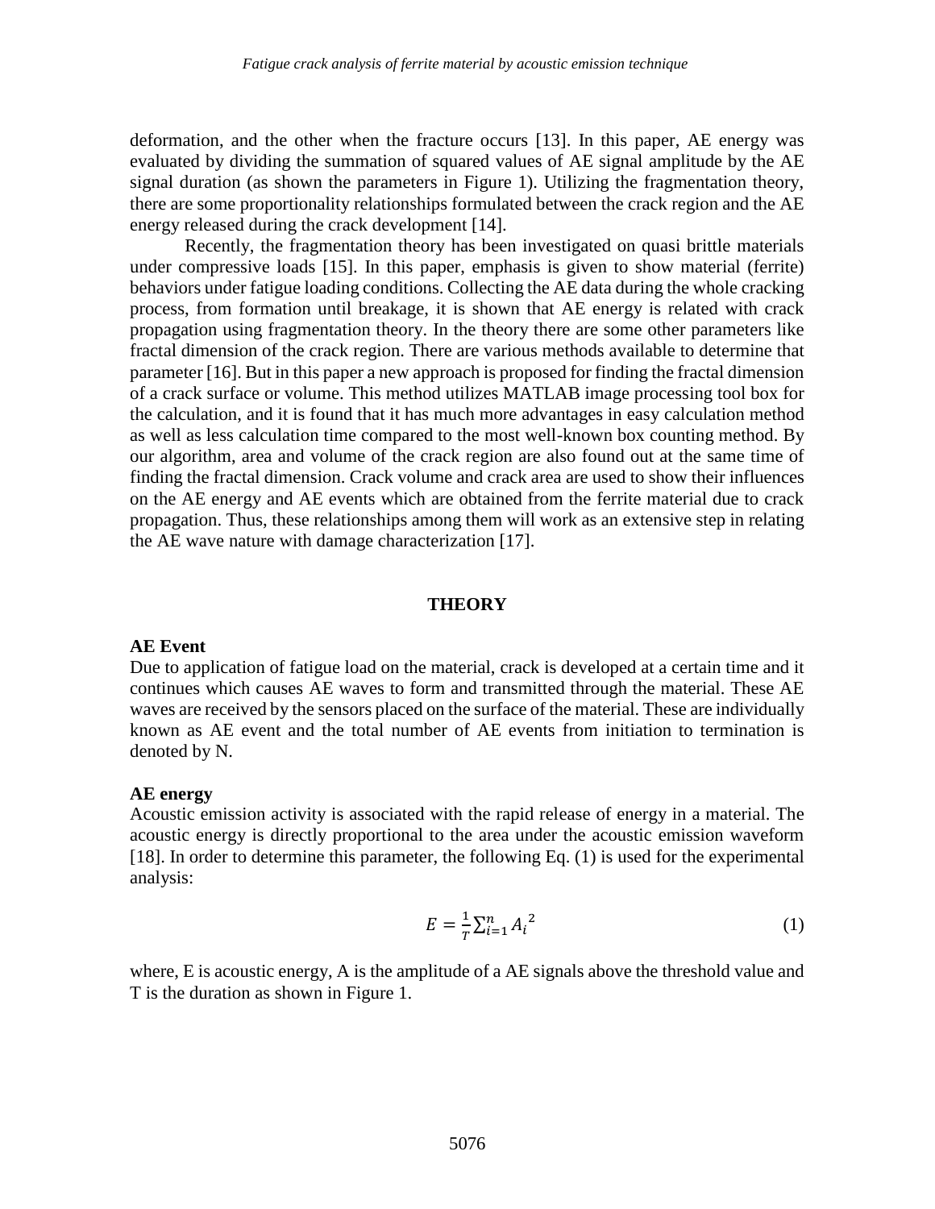deformation, and the other when the fracture occurs [13]. In this paper, AE energy was evaluated by dividing the summation of squared values of AE signal amplitude by the AE signal duration (as shown the parameters in Figure 1). Utilizing the fragmentation theory, there are some proportionality relationships formulated between the crack region and the AE energy released during the crack development [14].

Recently, the fragmentation theory has been investigated on quasi brittle materials under compressive loads [15]. In this paper, emphasis is given to show material (ferrite) behaviors under fatigue loading conditions. Collecting the AE data during the whole cracking process, from formation until breakage, it is shown that AE energy is related with crack propagation using fragmentation theory. In the theory there are some other parameters like fractal dimension of the crack region. There are various methods available to determine that parameter [16]. But in this paper a new approach is proposed for finding the fractal dimension of a crack surface or volume. This method utilizes MATLAB image processing tool box for the calculation, and it is found that it has much more advantages in easy calculation method as well as less calculation time compared to the most well-known box counting method. By our algorithm, area and volume of the crack region are also found out at the same time of finding the fractal dimension. Crack volume and crack area are used to show their influences on the AE energy and AE events which are obtained from the ferrite material due to crack propagation. Thus, these relationships among them will work as an extensive step in relating the AE wave nature with damage characterization [17].

## THEORY

### AE Event

Due to application of fatigue load on the material, crack is developed at a certain time and it continues which causes AE waves to form and transmitted through the material. These AE waves are received by the sensors placed on the surface of the material. These are individually known as AE event and the total number of AE events from initiation to termination is denoted by N.

### AE energy

Acoustic emission activity is associated with the rapid release of energy in a material. The acoustic energy is directly proportional to the area under the acoustic emission waveform [18]. In order to determine this parameter, the following Eq. (1) is used for the experimental analysis:

$$E = \frac{1}{T}\sum_{i=1}^{n} {A_i}^2 \tag{1}$$

where, E is acoustic energy, A is the amplitude of a AE signals above the threshold value and T is the duration as shown in Figure 1.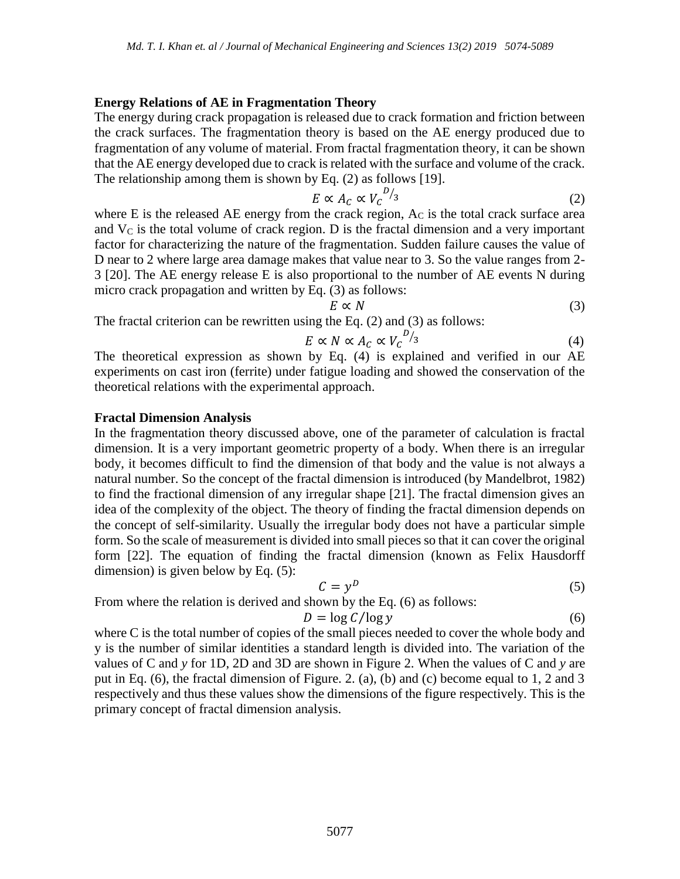**Energy Relations of AE in Fragmentation Theory**

The energy during crack propagation is released due to crack formation and friction between the crack surfaces. The fragmentation theory is based on the AE energy produced due to fragmentation of any volume of material. From fractal fragmentation theory, it can be shown that the AE energy developed due to crack is related with the surface and volume of the crack. The relationship among them is shown by Eq. (2) as follows [19].

$$E \propto A_C \propto {V_C}^{D/3} \tag{2}$$

where E is the released AE energy from the crack region, $A_C$ is the total crack surface area and $V_C$ is the total volume of crack region. D is the fractal dimension and a very important factor for characterizing the nature of the fragmentation. Sudden failure causes the value of D near to 2 where large area damage makes that value near to 3. So the value ranges from 2-3 [20]. The AE energy release E is also proportional to the number of AE events N during micro crack propagation and written by Eq. (3) as follows:

$$E \propto N \tag{3}$$

The fractal criterion can be rewritten using the Eq. (2) and (3) as follows:

$$E \propto N \propto A_C \propto {V_C}^{D/3} \tag{4}$$

The theoretical expression as shown by Eq. (4) is explained and verified in our AE experiments on cast iron (ferrite) under fatigue loading and showed the conservation of the theoretical relations with the experimental approach.

**Fractal Dimension Analysis**

In the fragmentation theory discussed above, one of the parameter of calculation is fractal dimension. It is a very important geometric property of a body. When there is an irregular body, it becomes difficult to find the dimension of that body and the value is not always a natural number. So the concept of the fractal dimension is introduced (by Mandelbrot, 1982) to find the fractional dimension of any irregular shape [21]. The fractal dimension gives an idea of the complexity of the object. The theory of finding the fractal dimension depends on the concept of self-similarity. Usually the irregular body does not have a particular simple form. So the scale of measurement is divided into small pieces so that it can cover the original form [22]. The equation of finding the fractal dimension (known as Felix Hausdorff dimension) is given below by Eq. (5):

$$C = y^D \tag{5}$$

From where the relation is derived and shown by the Eq. (6) as follows:

$$D = \log C / \log y \tag{6}$$

where C is the total number of copies of the small pieces needed to cover the whole body and y is the number of similar identities a standard length is divided into. The variation of the values of C and *y* for 1D, 2D and 3D are shown in Figure 2. When the values of C and *y* are put in Eq. (6), the fractal dimension of Figure. 2. (a), (b) and (c) become equal to 1, 2 and 3 respectively and thus these values show the dimensions of the figure respectively. This is the primary concept of fractal dimension analysis.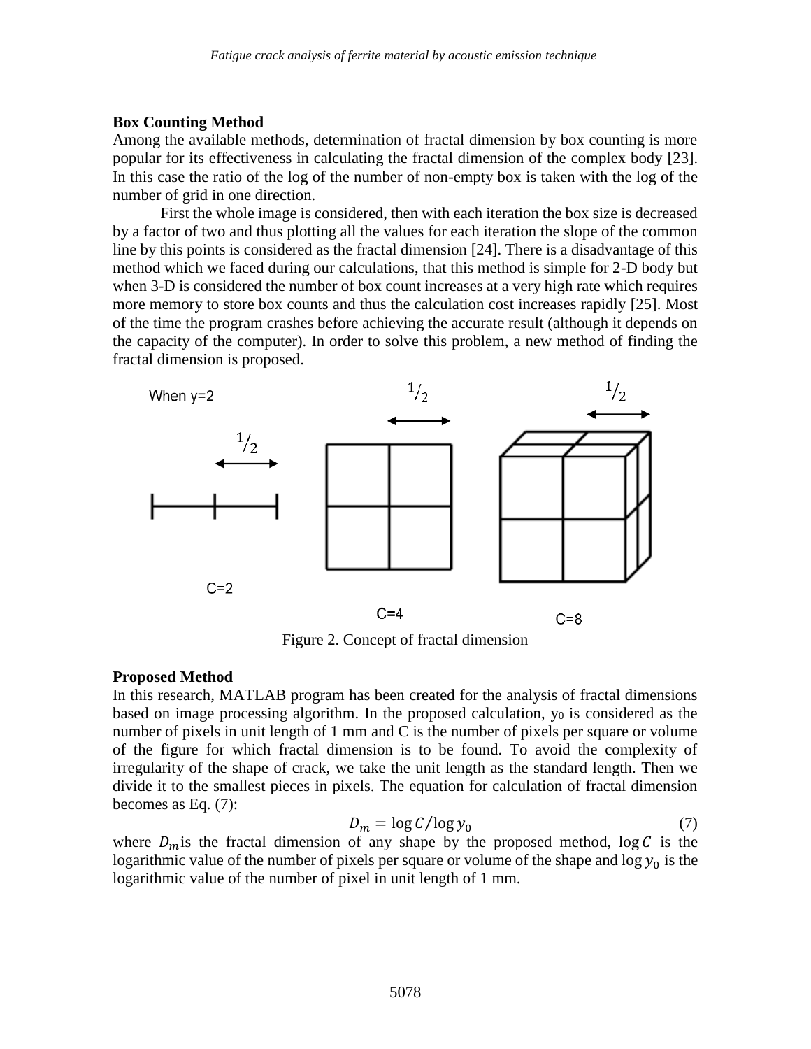**Box Counting Method**

Among the available methods, determination of fractal dimension by box counting is more popular for its effectiveness in calculating the fractal dimension of the complex body [23]. In this case the ratio of the log of the number of non-empty box is taken with the log of the number of grid in one direction.

First the whole image is considered, then with each iteration the box size is decreased by a factor of two and thus plotting all the values for each iteration the slope of the common line by this points is considered as the fractal dimension [24]. There is a disadvantage of this method which we faced during our calculations, that this method is simple for 2-D body but when 3-D is considered the number of box count increases at a very high rate which requires more memory to store box counts and thus the calculation cost increases rapidly [25]. Most of the time the program crashes before achieving the accurate result (although it depends on the capacity of the computer). In order to solve this problem, a new method of finding the fractal dimension is proposed.

Figure 2. Concept of fractal dimension

**Proposed Method**

In this research, MATLAB program has been created for the analysis of fractal dimensions based on image processing algorithm. In the proposed calculation, $y_0$ is considered as the number of pixels in unit length of 1 mm and C is the number of pixels per square or volume of the figure for which fractal dimension is to be found. To avoid the complexity of irregularity of the shape of crack, we take the unit length as the standard length. Then we divide it to the smallest pieces in pixels. The equation for calculation of fractal dimension becomes as Eq. (7):

$$D_m = \log C / \log y_0 \tag{7}$$

where $D_m$ is the fractal dimension of any shape by the proposed method, $\log C$ is the logarithmic value of the number of pixels per square or volume of the shape and $\log y_0$ is the logarithmic value of the number of pixel in unit length of 1 mm.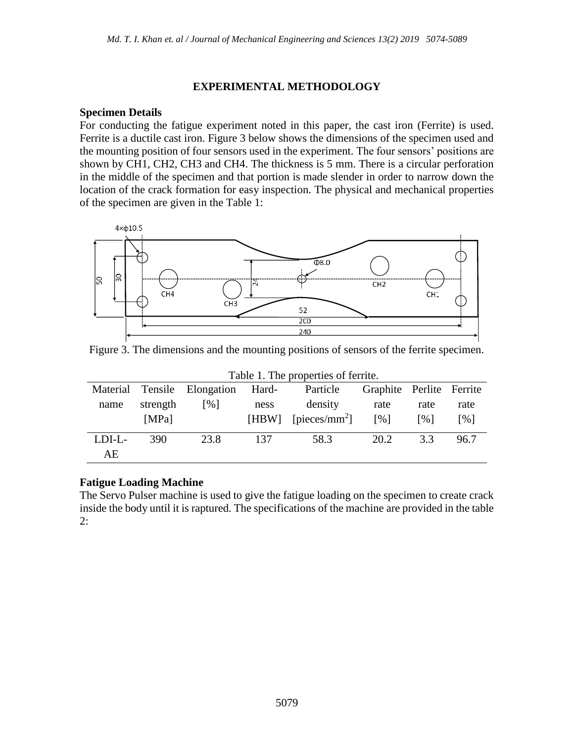## EXPERIMENTAL METHODOLOGY

### Specimen Details

For conducting the fatigue experiment noted in this paper, the cast iron (Ferrite) is used. Ferrite is a ductile cast iron. Figure 3 below shows the dimensions of the specimen used and the mounting position of four sensors used in the experiment. The four sensors' positions are shown by CH1, CH2, CH3 and CH4. The thickness is 5 mm. There is a circular perforation in the middle of the specimen and that portion is made slender in order to narrow down the location of the crack formation for easy inspection. The physical and mechanical properties of the specimen are given in the Table 1:

Figure 3. The dimensions and the mounting positions of sensors of the ferrite specimen.

Table 1. The properties of ferrite.

| Material name | Tensile strength [MPa] | Elongation [%] | Hard-ness [HBW] | Particle density [pieces/mm$^2$] | Graphite rate [%] | Perlite rate [%] | Ferrite rate [%] |
|---|---|---|---|---|---|---|---|
| LDI-L-AE | 390 | 23.8 | 137 | 58.3 | 20.2 | 3.3 | 96.7 |

### Fatigue Loading Machine

The Servo Pulser machine is used to give the fatigue loading on the specimen to create crack inside the body until it is raptured. The specifications of the machine are provided in the table 2: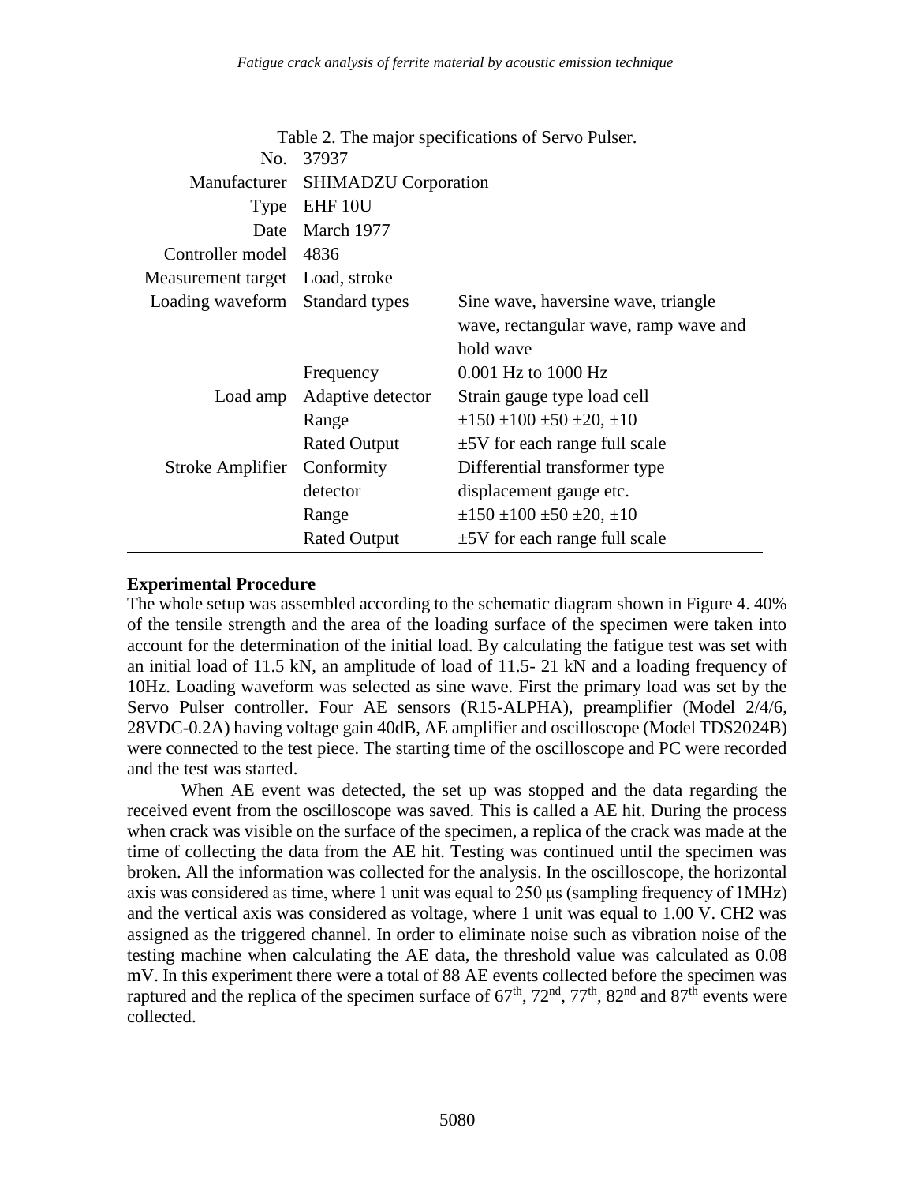Table 2. The major specifications of Servo Pulser.

| | | |
|---|---|---|
| No. | 37937 | |
| Manufacturer | SHIMADZU Corporation | |
| Type | EHF 10U | |
| Date | March 1977 | |
| Controller model | 4836 | |
| Measurement target | Load, stroke | |
| Loading waveform | Standard types | Sine wave, haversine wave, triangle wave, rectangular wave, ramp wave and hold wave |
| | Frequency | 0.001 Hz to 1000 Hz |
| Load amp | Adaptive detector | Strain gauge type load cell |
| | Range | ±150 ±100 ±50 ±20, ±10 |
| | Rated Output | ±5V for each range full scale |
| Stroke Amplifier | Conformity detector | Differential transformer type displacement gauge etc. |
| | Range | ±150 ±100 ±50 ±20, ±10 |
| | Rated Output | ±5V for each range full scale |

**Experimental Procedure**

The whole setup was assembled according to the schematic diagram shown in Figure 4. 40% of the tensile strength and the area of the loading surface of the specimen were taken into account for the determination of the initial load. By calculating the fatigue test was set with an initial load of 11.5 kN, an amplitude of load of 11.5- 21 kN and a loading frequency of 10Hz. Loading waveform was selected as sine wave. First the primary load was set by the Servo Pulser controller. Four AE sensors (R15-ALPHA), preamplifier (Model 2/4/6, 28VDC-0.2A) having voltage gain 40dB, AE amplifier and oscilloscope (Model TDS2024B) were connected to the test piece. The starting time of the oscilloscope and PC were recorded and the test was started.

When AE event was detected, the set up was stopped and the data regarding the received event from the oscilloscope was saved. This is called a AE hit. During the process when crack was visible on the surface of the specimen, a replica of the crack was made at the time of collecting the data from the AE hit. Testing was continued until the specimen was broken. All the information was collected for the analysis. In the oscilloscope, the horizontal axis was considered as time, where 1 unit was equal to 250 μs (sampling frequency of 1MHz) and the vertical axis was considered as voltage, where 1 unit was equal to 1.00 V. CH2 was assigned as the triggered channel. In order to eliminate noise such as vibration noise of the testing machine when calculating the AE data, the threshold value was calculated as 0.08 mV. In this experiment there were a total of 88 AE events collected before the specimen was raptured and the replica of the specimen surface of 67$^{th}$, 72$^{nd}$, 77$^{th}$, 82$^{nd}$ and 87$^{th}$ events were collected.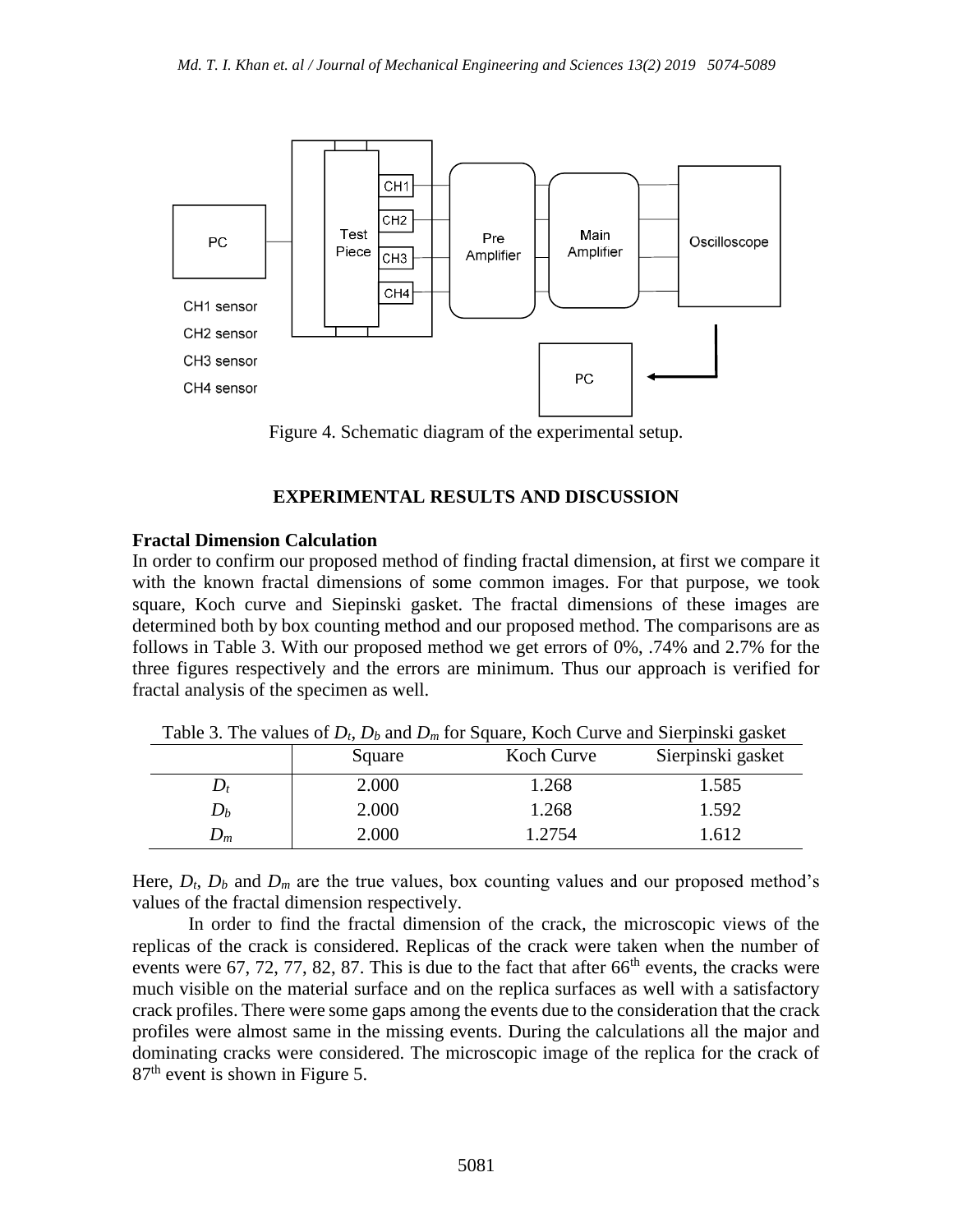Figure 4. Schematic diagram of the experimental setup.

## EXPERIMENTAL RESULTS AND DISCUSSION

### Fractal Dimension Calculation

In order to confirm our proposed method of finding fractal dimension, at first we compare it with the known fractal dimensions of some common images. For that purpose, we took square, Koch curve and Siepinski gasket. The fractal dimensions of these images are determined both by box counting method and our proposed method. The comparisons are as follows in Table 3. With our proposed method we get errors of 0%, .74% and 2.7% for the three figures respectively and the errors are minimum. Thus our approach is verified for fractal analysis of the specimen as well.

Table 3. The values of $D_t$, $D_b$ and $D_m$ for Square, Koch Curve and Sierpinski gasket

| | Square | Koch Curve | Sierpinski gasket |
|---|---|---|---|
| $D_t$ | 2.000 | 1.268 | 1.585 |
| $D_b$ | 2.000 | 1.268 | 1.592 |
| $D_m$ | 2.000 | 1.2754 | 1.612 |

Here, $D_t$, $D_b$ and $D_m$ are the true values, box counting values and our proposed method's values of the fractal dimension respectively.

In order to find the fractal dimension of the crack, the microscopic views of the replicas of the crack is considered. Replicas of the crack were taken when the number of events were 67, 72, 77, 82, 87. This is due to the fact that after $66^{th}$ events, the cracks were much visible on the material surface and on the replica surfaces as well with a satisfactory crack profiles. There were some gaps among the events due to the consideration that the crack profiles were almost same in the missing events. During the calculations all the major and dominating cracks were considered. The microscopic image of the replica for the crack of $87^{th}$ event is shown in Figure 5.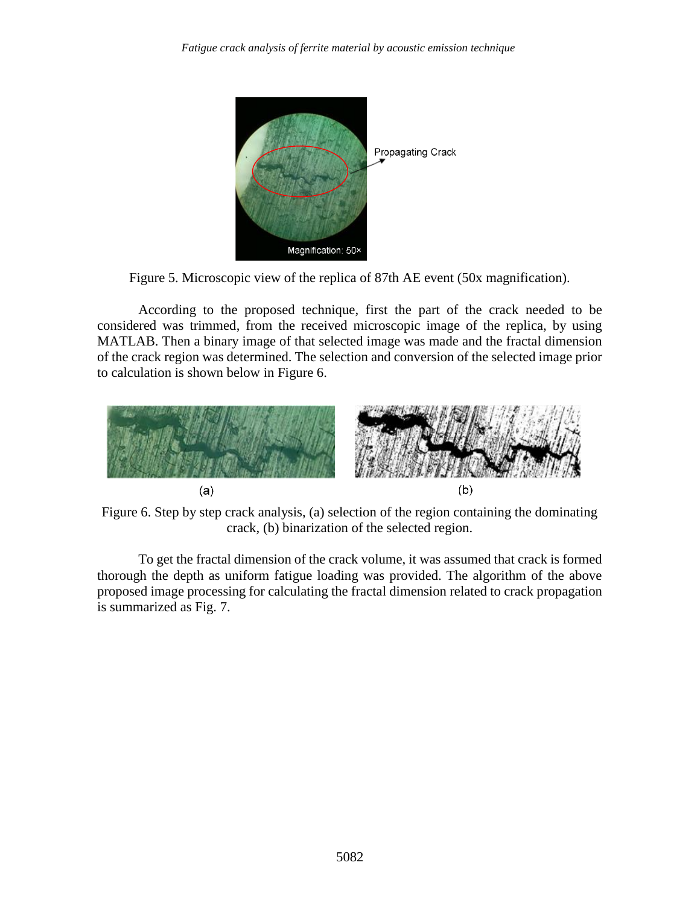Figure 5. Microscopic view of the replica of 87th AE event (50x magnification).

According to the proposed technique, first the part of the crack needed to be considered was trimmed, from the received microscopic image of the replica, by using MATLAB. Then a binary image of that selected image was made and the fractal dimension of the crack region was determined. The selection and conversion of the selected image prior to calculation is shown below in Figure 6.

Figure 6. Step by step crack analysis, (a) selection of the region containing the dominating crack, (b) binarization of the selected region.

To get the fractal dimension of the crack volume, it was assumed that crack is formed thorough the depth as uniform fatigue loading was provided. The algorithm of the above proposed image processing for calculating the fractal dimension related to crack propagation is summarized as Fig. 7.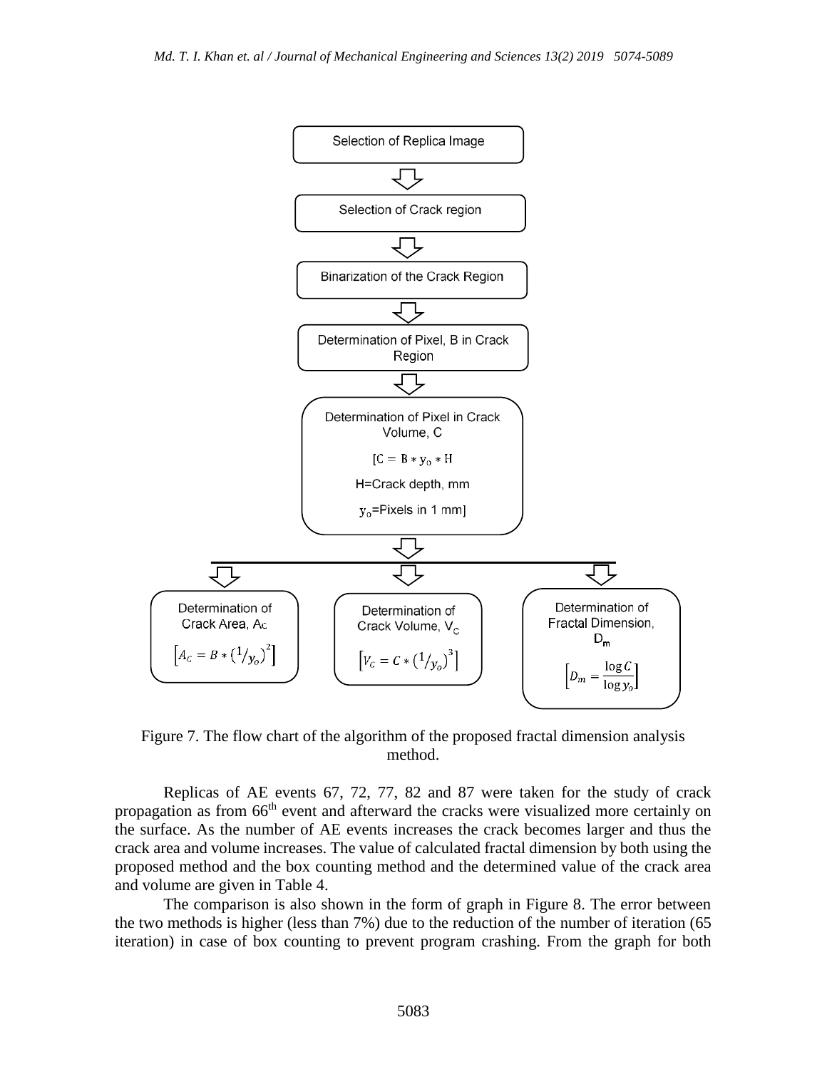Selection of Replica Image

↓

Selection of Crack region

↓

Binarization of the Crack Region

↓

Determination of Pixel, B in Crack Region

↓

Determination of Pixel in Crack Volume, C

$[C = B * y_o * H$

H=Crack depth, mm

$y_o$=Pixels in 1 mm]

↓

| Determination of Crack Area, $A_C$ | Determination of Crack Volume, $V_C$ | Determination of Fractal Dimension, $D_m$ |
|---|---|---|
| $\left[A_C = B * \left(1/y_o\right)^2\right]$ | $\left[V_C = C * \left(1/y_o\right)^3\right]$ | $\left[D_m = \dfrac{\log C}{\log y_o}\right]$ |

Figure 7. The flow chart of the algorithm of the proposed fractal dimension analysis method.

Replicas of AE events 67, 72, 77, 82 and 87 were taken for the study of crack propagation as from 66th event and afterward the cracks were visualized more certainly on the surface. As the number of AE events increases the crack becomes larger and thus the crack area and volume increases. The value of calculated fractal dimension by both using the proposed method and the box counting method and the determined value of the crack area and volume are given in Table 4.

The comparison is also shown in the form of graph in Figure 8. The error between the two methods is higher (less than 7%) due to the reduction of the number of iteration (65 iteration) in case of box counting to prevent program crashing. From the graph for both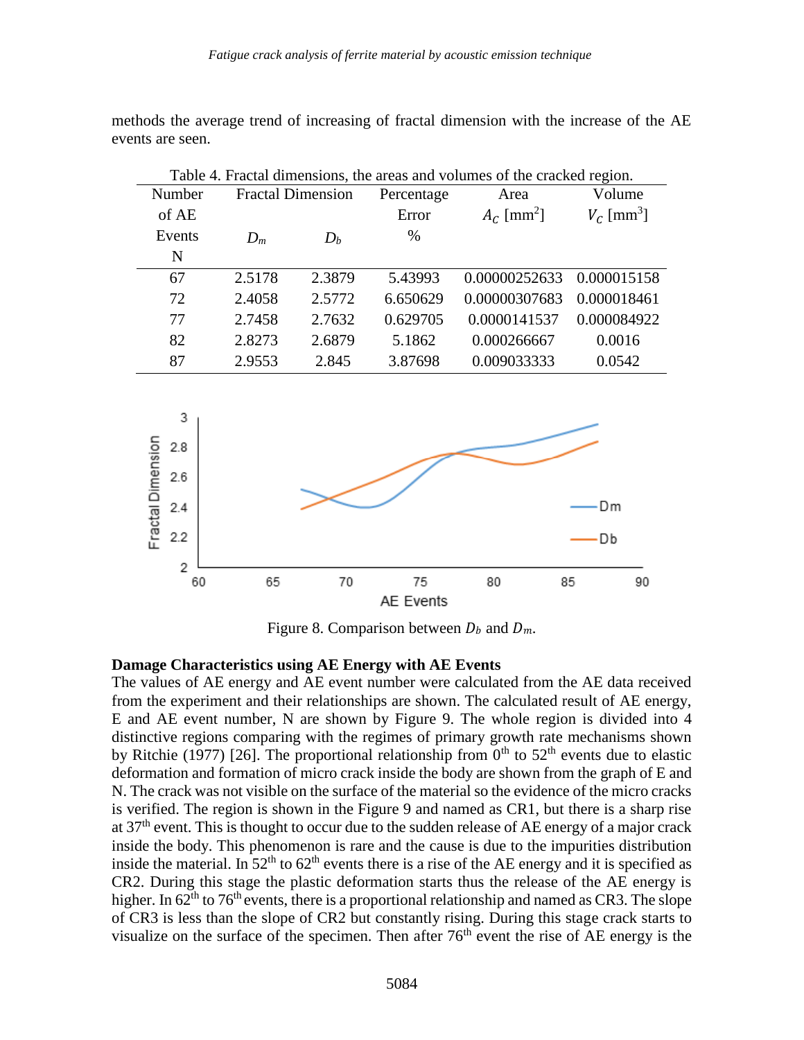methods the average trend of increasing of fractal dimension with the increase of the AE events are seen.

Table 4. Fractal dimensions, the areas and volumes of the cracked region.

| Number of AE Events N | Fractal Dimension $D_m$ | $D_b$ | Percentage Error % | Area $A_C$ [mm$^2$] | Volume $V_C$ [mm$^3$] |
|---|---|---|---|---|---|
| 67 | 2.5178 | 2.3879 | 5.43993 | 0.00000252633 | 0.000015158 |
| 72 | 2.4058 | 2.5772 | 6.650629 | 0.00000307683 | 0.000018461 |
| 77 | 2.7458 | 2.7632 | 0.629705 | 0.0000141537 | 0.000084922 |
| 82 | 2.8273 | 2.6879 | 5.1862 | 0.000266667 | 0.0016 |
| 87 | 2.9553 | 2.845 | 3.87698 | 0.009033333 | 0.0542 |

Figure 8. Comparison between $D_b$ and $D_m$.

**Damage Characteristics using AE Energy with AE Events**

The values of AE energy and AE event number were calculated from the AE data received from the experiment and their relationships are shown. The calculated result of AE energy, E and AE event number, N are shown by Figure 9. The whole region is divided into 4 distinctive regions comparing with the regimes of primary growth rate mechanisms shown by Ritchie (1977) [26]. The proportional relationship from 0$^{th}$ to 52$^{th}$ events due to elastic deformation and formation of micro crack inside the body are shown from the graph of E and N. The crack was not visible on the surface of the material so the evidence of the micro cracks is verified. The region is shown in the Figure 9 and named as CR1, but there is a sharp rise at 37$^{th}$ event. This is thought to occur due to the sudden release of AE energy of a major crack inside the body. This phenomenon is rare and the cause is due to the impurities distribution inside the material. In 52$^{th}$ to 62$^{th}$ events there is a rise of the AE energy and it is specified as CR2. During this stage the plastic deformation starts thus the release of the AE energy is higher. In 62$^{th}$ to 76$^{th}$ events, there is a proportional relationship and named as CR3. The slope of CR3 is less than the slope of CR2 but constantly rising. During this stage crack starts to visualize on the surface of the specimen. Then after 76$^{th}$ event the rise of AE energy is the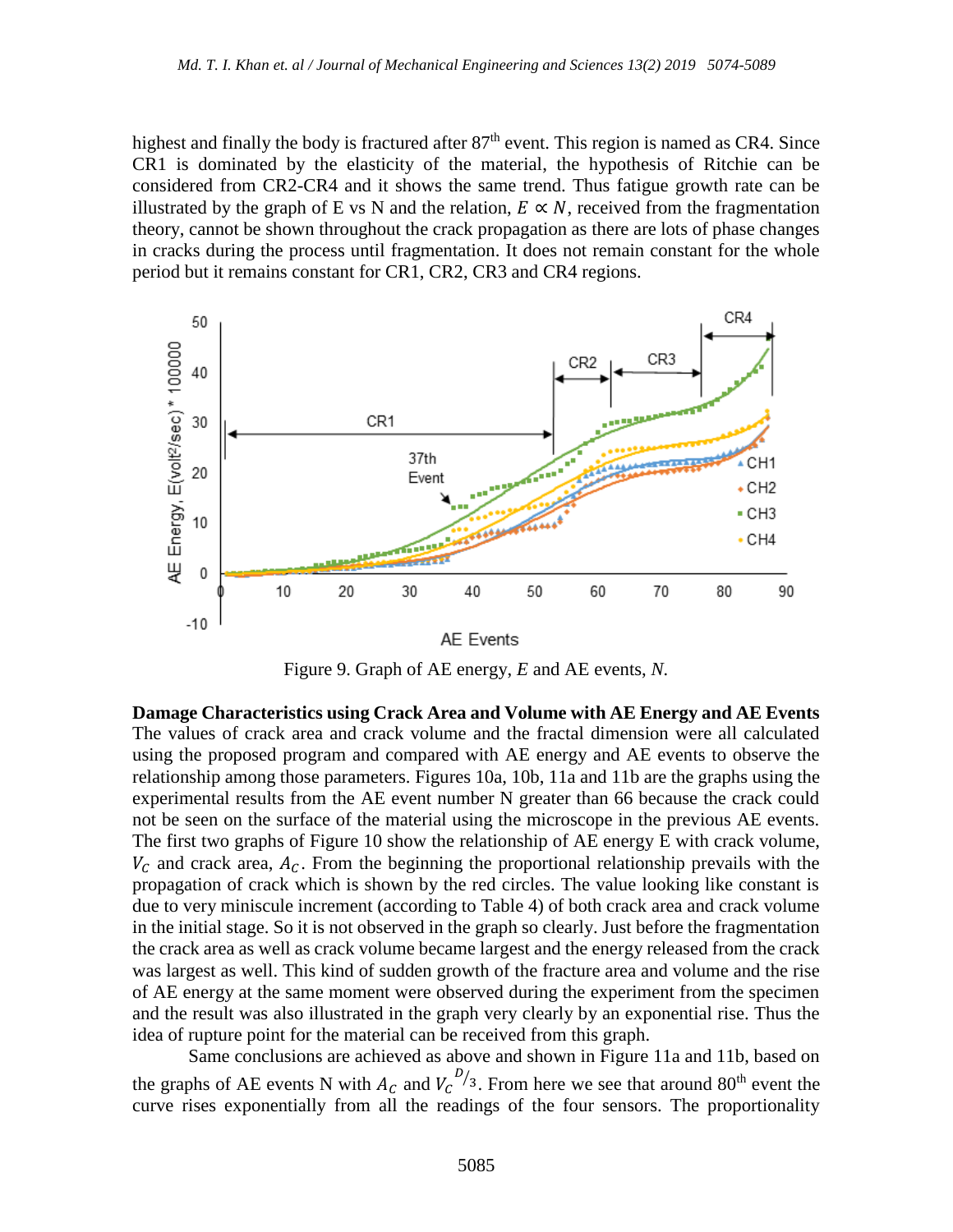highest and finally the body is fractured after 87th event. This region is named as CR4. Since CR1 is dominated by the elasticity of the material, the hypothesis of Ritchie can be considered from CR2-CR4 and it shows the same trend. Thus fatigue growth rate can be illustrated by the graph of E vs N and the relation, $E \propto N$, received from the fragmentation theory, cannot be shown throughout the crack propagation as there are lots of phase changes in cracks during the process until fragmentation. It does not remain constant for the whole period but it remains constant for CR1, CR2, CR3 and CR4 regions.

Figure 9. Graph of AE energy, *E* and AE events, *N*.

**Damage Characteristics using Crack Area and Volume with AE Energy and AE Events**

The values of crack area and crack volume and the fractal dimension were all calculated using the proposed program and compared with AE energy and AE events to observe the relationship among those parameters. Figures 10a, 10b, 11a and 11b are the graphs using the experimental results from the AE event number N greater than 66 because the crack could not be seen on the surface of the material using the microscope in the previous AE events. The first two graphs of Figure 10 show the relationship of AE energy E with crack volume, $V_C$ and crack area, $A_C$. From the beginning the proportional relationship prevails with the propagation of crack which is shown by the red circles. The value looking like constant is due to very miniscule increment (according to Table 4) of both crack area and crack volume in the initial stage. So it is not observed in the graph so clearly. Just before the fragmentation the crack area as well as crack volume became largest and the energy released from the crack was largest as well. This kind of sudden growth of the fracture area and volume and the rise of AE energy at the same moment were observed during the experiment from the specimen and the result was also illustrated in the graph very clearly by an exponential rise. Thus the idea of rupture point for the material can be received from this graph.

Same conclusions are achieved as above and shown in Figure 11a and 11b, based on the graphs of AE events N with $A_C$ and $V_C^{D/3}$. From here we see that around 80th event the curve rises exponentially from all the readings of the four sensors. The proportionality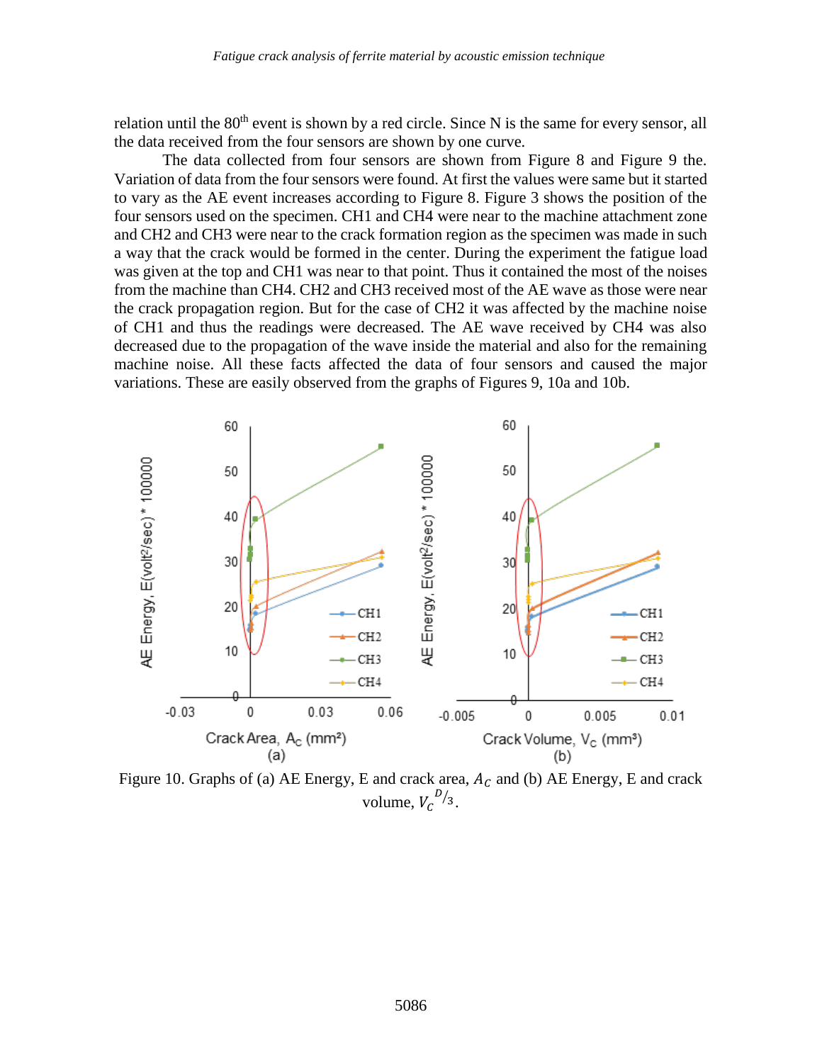relation until the 80th event is shown by a red circle. Since N is the same for every sensor, all the data received from the four sensors are shown by one curve.

The data collected from four sensors are shown from Figure 8 and Figure 9 the. Variation of data from the four sensors were found. At first the values were same but it started to vary as the AE event increases according to Figure 8. Figure 3 shows the position of the four sensors used on the specimen. CH1 and CH4 were near to the machine attachment zone and CH2 and CH3 were near to the crack formation region as the specimen was made in such a way that the crack would be formed in the center. During the experiment the fatigue load was given at the top and CH1 was near to that point. Thus it contained the most of the noises from the machine than CH4. CH2 and CH3 received most of the AE wave as those were near the crack propagation region. But for the case of CH2 it was affected by the machine noise of CH1 and thus the readings were decreased. The AE wave received by CH4 was also decreased due to the propagation of the wave inside the material and also for the remaining machine noise. All these facts affected the data of four sensors and caused the major variations. These are easily observed from the graphs of Figures 9, 10a and 10b.

Figure 10. Graphs of (a) AE Energy, E and crack area, $A_C$ and (b) AE Energy, E and crack volume, $V_C^{D/3}$.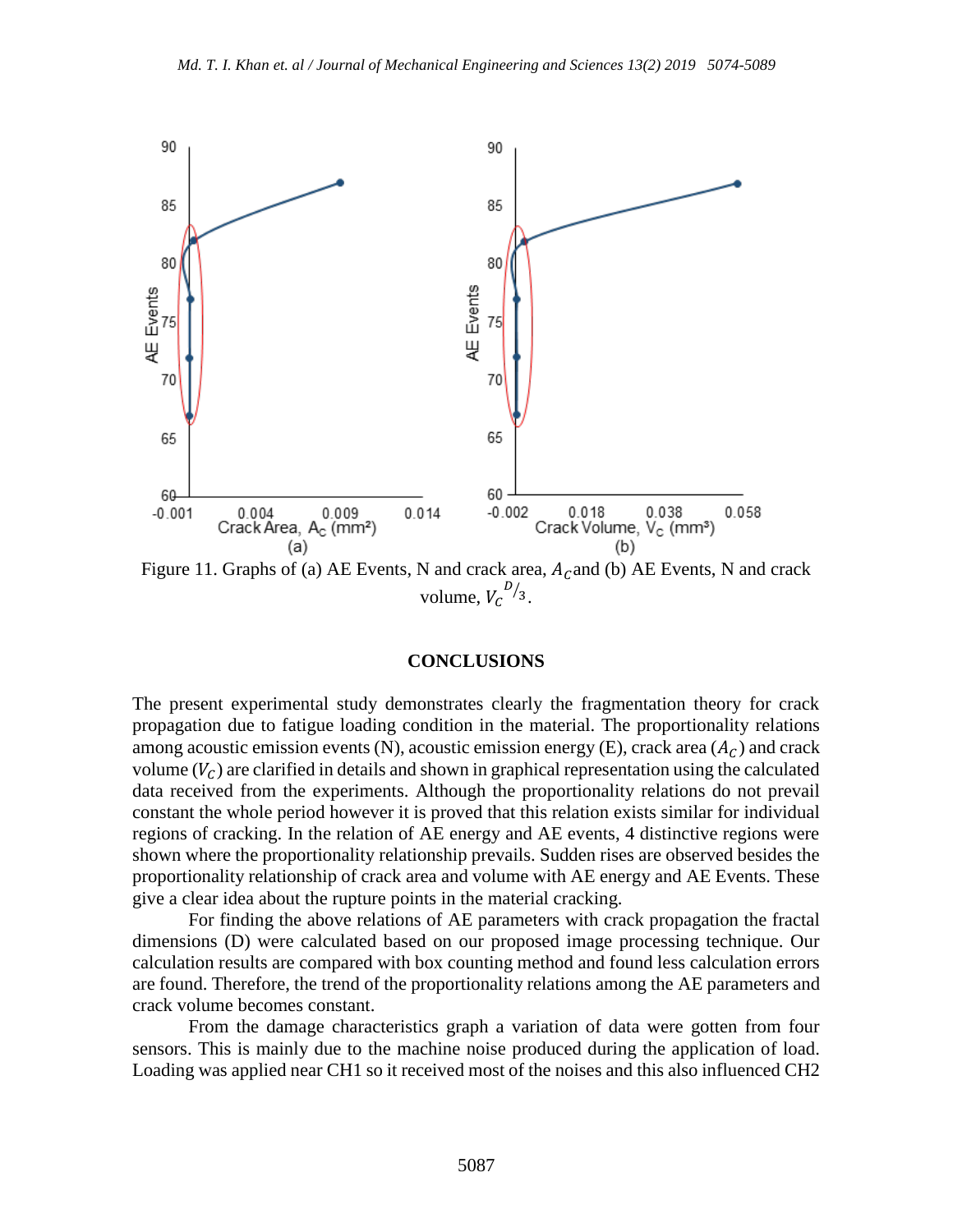Figure 11. Graphs of (a) AE Events, N and crack area, $A_C$ and (b) AE Events, N and crack volume, $V_C^{D/3}$.

## CONCLUSIONS

The present experimental study demonstrates clearly the fragmentation theory for crack propagation due to fatigue loading condition in the material. The proportionality relations among acoustic emission events (N), acoustic emission energy (E), crack area ($A_C$) and crack volume ($V_C$) are clarified in details and shown in graphical representation using the calculated data received from the experiments. Although the proportionality relations do not prevail constant the whole period however it is proved that this relation exists similar for individual regions of cracking. In the relation of AE energy and AE events, 4 distinctive regions were shown where the proportionality relationship prevails. Sudden rises are observed besides the proportionality relationship of crack area and volume with AE energy and AE Events. These give a clear idea about the rupture points in the material cracking.

For finding the above relations of AE parameters with crack propagation the fractal dimensions (D) were calculated based on our proposed image processing technique. Our calculation results are compared with box counting method and found less calculation errors are found. Therefore, the trend of the proportionality relations among the AE parameters and crack volume becomes constant.

From the damage characteristics graph a variation of data were gotten from four sensors. This is mainly due to the machine noise produced during the application of load. Loading was applied near CH1 so it received most of the noises and this also influenced CH2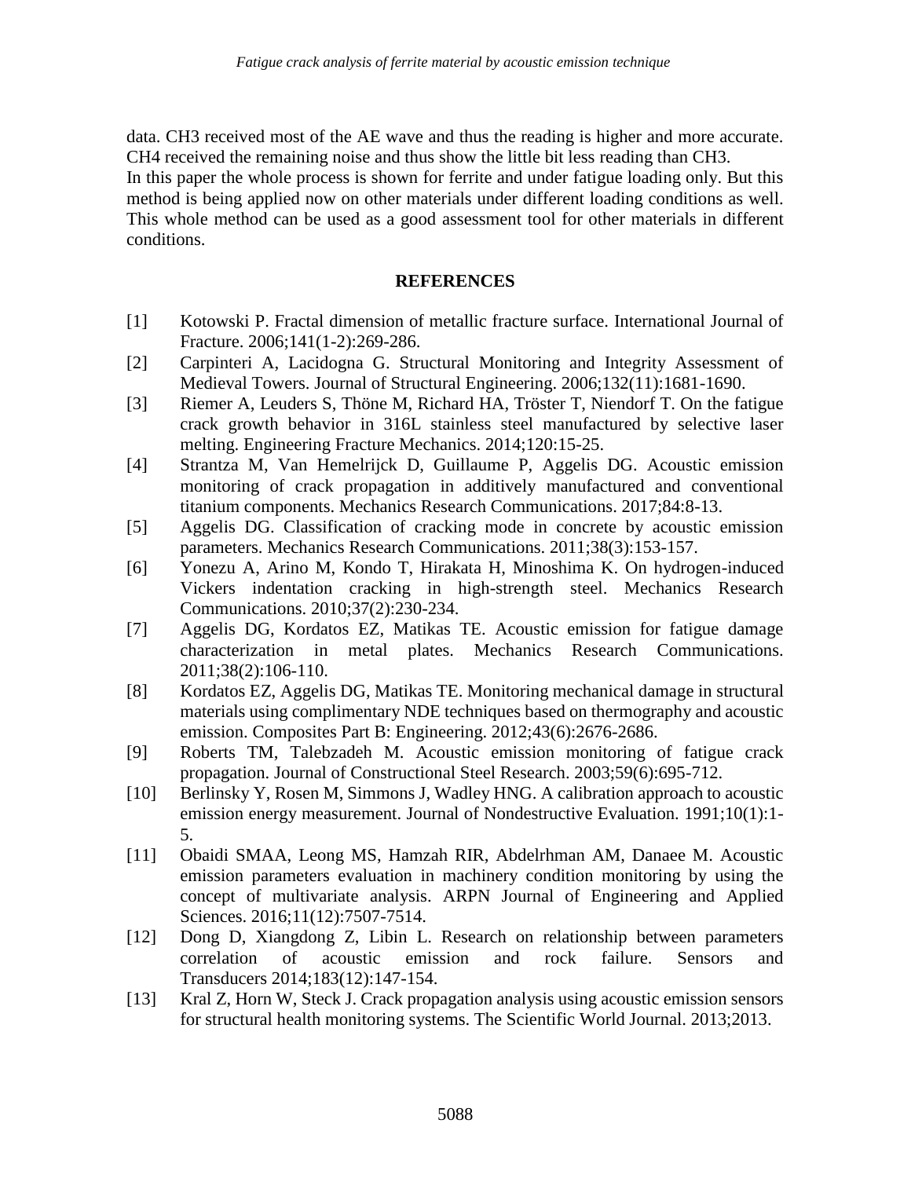data. CH3 received most of the AE wave and thus the reading is higher and more accurate. CH4 received the remaining noise and thus show the little bit less reading than CH3.
In this paper the whole process is shown for ferrite and under fatigue loading only. But this method is being applied now on other materials under different loading conditions as well. This whole method can be used as a good assessment tool for other materials in different conditions.

## REFERENCES

[1] Kotowski P. Fractal dimension of metallic fracture surface. International Journal of Fracture. 2006;141(1-2):269-286.

[2] Carpinteri A, Lacidogna G. Structural Monitoring and Integrity Assessment of Medieval Towers. Journal of Structural Engineering. 2006;132(11):1681-1690.

[3] Riemer A, Leuders S, Thöne M, Richard HA, Tröster T, Niendorf T. On the fatigue crack growth behavior in 316L stainless steel manufactured by selective laser melting. Engineering Fracture Mechanics. 2014;120:15-25.

[4] Strantza M, Van Hemelrijck D, Guillaume P, Aggelis DG. Acoustic emission monitoring of crack propagation in additively manufactured and conventional titanium components. Mechanics Research Communications. 2017;84:8-13.

[5] Aggelis DG. Classification of cracking mode in concrete by acoustic emission parameters. Mechanics Research Communications. 2011;38(3):153-157.

[6] Yonezu A, Arino M, Kondo T, Hirakata H, Minoshima K. On hydrogen-induced Vickers indentation cracking in high-strength steel. Mechanics Research Communications. 2010;37(2):230-234.

[7] Aggelis DG, Kordatos EZ, Matikas TE. Acoustic emission for fatigue damage characterization in metal plates. Mechanics Research Communications. 2011;38(2):106-110.

[8] Kordatos EZ, Aggelis DG, Matikas TE. Monitoring mechanical damage in structural materials using complimentary NDE techniques based on thermography and acoustic emission. Composites Part B: Engineering. 2012;43(6):2676-2686.

[9] Roberts TM, Talebzadeh M. Acoustic emission monitoring of fatigue crack propagation. Journal of Constructional Steel Research. 2003;59(6):695-712.

[10] Berlinsky Y, Rosen M, Simmons J, Wadley HNG. A calibration approach to acoustic emission energy measurement. Journal of Nondestructive Evaluation. 1991;10(1):1-5.

[11] Obaidi SMAA, Leong MS, Hamzah RIR, Abdelrhman AM, Danaee M. Acoustic emission parameters evaluation in machinery condition monitoring by using the concept of multivariate analysis. ARPN Journal of Engineering and Applied Sciences. 2016;11(12):7507-7514.

[12] Dong D, Xiangdong Z, Libin L. Research on relationship between parameters correlation of acoustic emission and rock failure. Sensors and Transducers 2014;183(12):147-154.

[13] Kral Z, Horn W, Steck J. Crack propagation analysis using acoustic emission sensors for structural health monitoring systems. The Scientific World Journal. 2013;2013.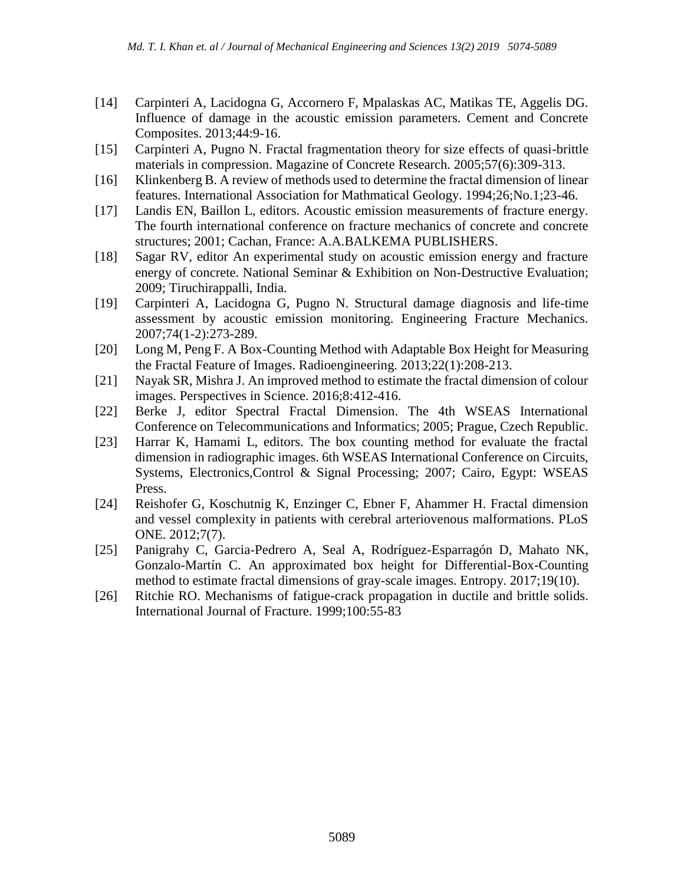[14] Carpinteri A, Lacidogna G, Accornero F, Mpalaskas AC, Matikas TE, Aggelis DG. Influence of damage in the acoustic emission parameters. Cement and Concrete Composites. 2013;44:9-16.

[15] Carpinteri A, Pugno N. Fractal fragmentation theory for size effects of quasi-brittle materials in compression. Magazine of Concrete Research. 2005;57(6):309-313.

[16] Klinkenberg B. A review of methods used to determine the fractal dimension of linear features. International Association for Mathmatical Geology. 1994;26;No.1;23-46.

[17] Landis EN, Baillon L, editors. Acoustic emission measurements of fracture energy. The fourth international conference on fracture mechanics of concrete and concrete structures; 2001; Cachan, France: A.A.BALKEMA PUBLISHERS.

[18] Sagar RV, editor An experimental study on acoustic emission energy and fracture energy of concrete. National Seminar & Exhibition on Non-Destructive Evaluation; 2009; Tiruchirappalli, India.

[19] Carpinteri A, Lacidogna G, Pugno N. Structural damage diagnosis and life-time assessment by acoustic emission monitoring. Engineering Fracture Mechanics. 2007;74(1-2):273-289.

[20] Long M, Peng F. A Box-Counting Method with Adaptable Box Height for Measuring the Fractal Feature of Images. Radioengineering. 2013;22(1):208-213.

[21] Nayak SR, Mishra J. An improved method to estimate the fractal dimension of colour images. Perspectives in Science. 2016;8:412-416.

[22] Berke J, editor Spectral Fractal Dimension. The 4th WSEAS International Conference on Telecommunications and Informatics; 2005; Prague, Czech Republic.

[23] Harrar K, Hamami L, editors. The box counting method for evaluate the fractal dimension in radiographic images. 6th WSEAS International Conference on Circuits, Systems, Electronics,Control & Signal Processing; 2007; Cairo, Egypt: WSEAS Press.

[24] Reishofer G, Koschutnig K, Enzinger C, Ebner F, Ahammer H. Fractal dimension and vessel complexity in patients with cerebral arteriovenous malformations. PLoS ONE. 2012;7(7).

[25] Panigrahy C, Garcia-Pedrero A, Seal A, Rodríguez-Esparragón D, Mahato NK, Gonzalo-Martín C. An approximated box height for Differential-Box-Counting method to estimate fractal dimensions of gray-scale images. Entropy. 2017;19(10).

[26] Ritchie RO. Mechanisms of fatigue-crack propagation in ductile and brittle solids. International Journal of Fracture. 1999;100:55-83